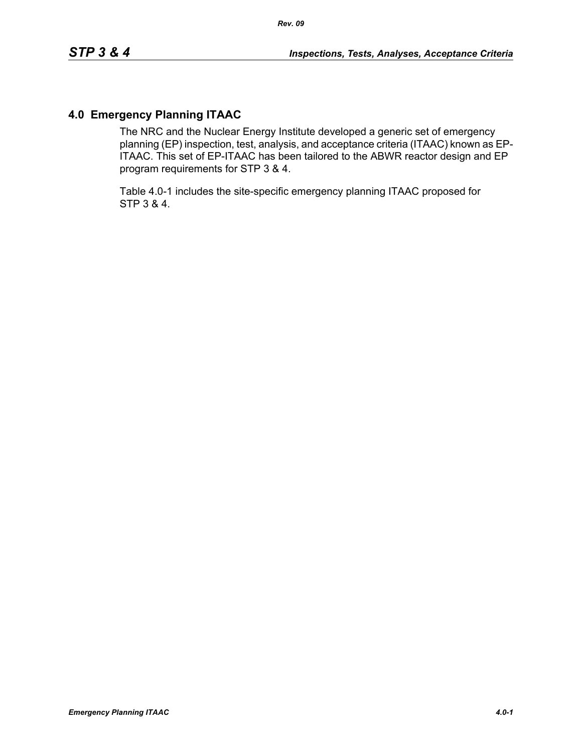## 4.0 Emergency Planning ITAAC

The NRC and the Nuclear Energy Institute developed a generic set of emergency planning (EP) inspection, test, analysis, and acceptance criteria (ITAAC) known as EP-ITAAC. This set of EP-ITAAC has been tailored to the ABWR reactor design and EP program requirements for STP 3 & 4.

Table 4.0-1 includes the site-specific emergency planning ITAAC proposed for STP 3 & 4.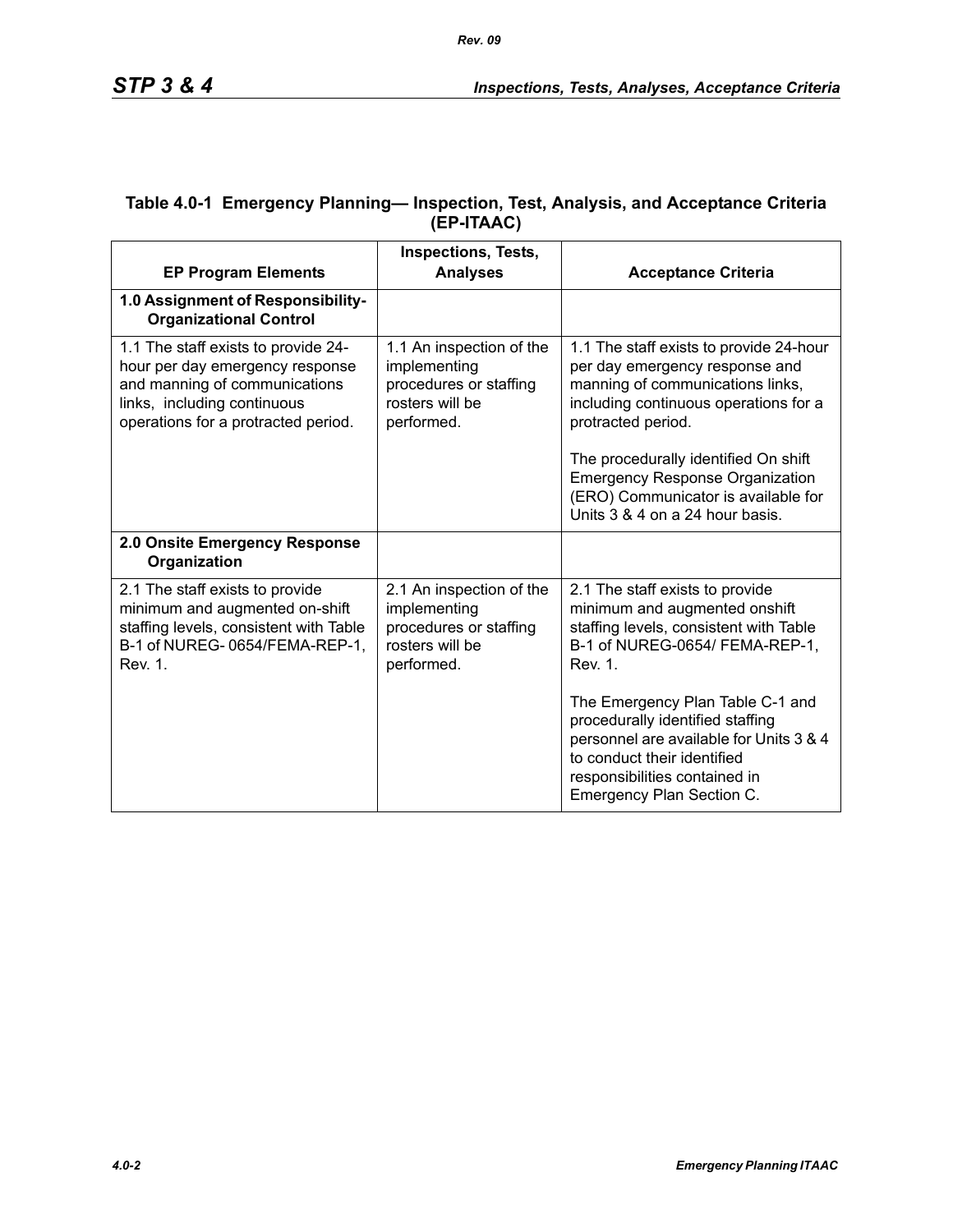## Table 4.0-1 Emergency Planning— Inspection, Test, Analysis, and Acceptance Criteria (EP-ITAAC)

| EP Program Elements | Inspections, Tests, Analyses | Acceptance Criteria |
|---|---|---|
| **1.0 Assignment of Responsibility-Organizational Control** | | |
| 1.1 The staff exists to provide 24-hour per day emergency response and manning of communications links, including continuous operations for a protracted period. | 1.1 An inspection of the implementing procedures or staffing rosters will be performed. | 1.1 The staff exists to provide 24-hour per day emergency response and manning of communications links, including continuous operations for a protracted period.<br><br>The procedurally identified On shift Emergency Response Organization (ERO) Communicator is available for Units 3 & 4 on a 24 hour basis. |
| **2.0 Onsite Emergency Response Organization** | | |
| 2.1 The staff exists to provide minimum and augmented on-shift staffing levels, consistent with Table B-1 of NUREG- 0654/FEMA-REP-1, Rev. 1. | 2.1 An inspection of the implementing procedures or staffing rosters will be performed. | 2.1 The staff exists to provide minimum and augmented onshift staffing levels, consistent with Table B-1 of NUREG-0654/ FEMA-REP-1, Rev. 1.<br><br>The Emergency Plan Table C-1 and procedurally identified staffing personnel are available for Units 3 & 4 to conduct their identified responsibilities contained in Emergency Plan Section C. |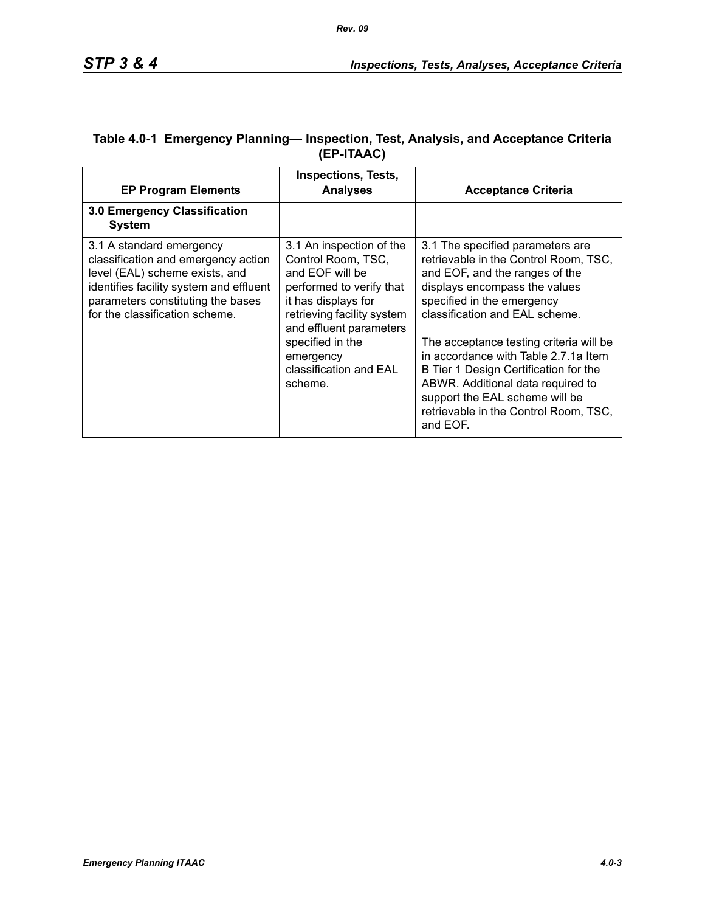**Table 4.0-1 Emergency Planning— Inspection, Test, Analysis, and Acceptance Criteria (EP-ITAAC)**

| EP Program Elements | Inspections, Tests, Analyses | Acceptance Criteria |
| --- | --- | --- |
| **3.0 Emergency Classification System** | | |
| 3.1 A standard emergency classification and emergency action level (EAL) scheme exists, and identifies facility system and effluent parameters constituting the bases for the classification scheme. | 3.1 An inspection of the Control Room, TSC, and EOF will be performed to verify that it has displays for retrieving facility system and effluent parameters specified in the emergency classification and EAL scheme. | 3.1 The specified parameters are retrievable in the Control Room, TSC, and EOF, and the ranges of the displays encompass the values specified in the emergency classification and EAL scheme.<br><br>The acceptance testing criteria will be in accordance with Table 2.7.1a Item B Tier 1 Design Certification for the ABWR. Additional data required to support the EAL scheme will be retrievable in the Control Room, TSC, and EOF. |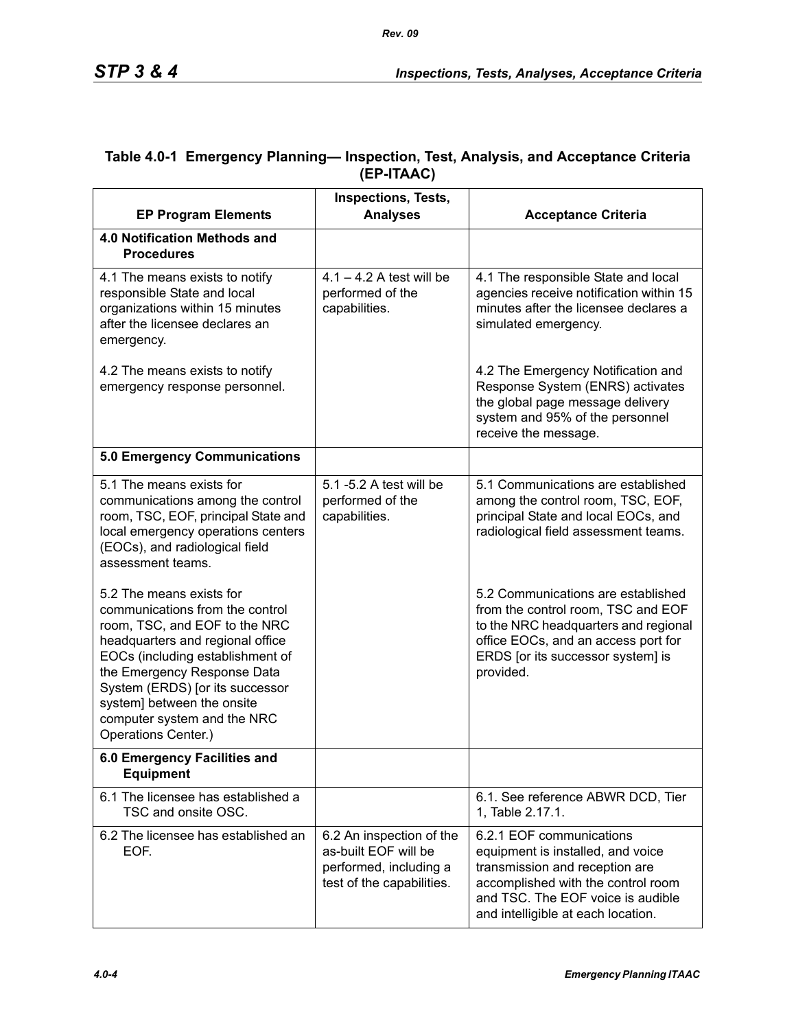**Table 4.0-1 Emergency Planning— Inspection, Test, Analysis, and Acceptance Criteria (EP-ITAAC)**

| EP Program Elements | Inspections, Tests, Analyses | Acceptance Criteria |
|---|---|---|
| **4.0 Notification Methods and Procedures** | | |
| 4.1 The means exists to notify responsible State and local organizations within 15 minutes after the licensee declares an emergency.<br><br>4.2 The means exists to notify emergency response personnel. | 4.1 – 4.2 A test will be performed of the capabilities. | 4.1 The responsible State and local agencies receive notification within 15 minutes after the licensee declares a simulated emergency.<br><br>4.2 The Emergency Notification and Response System (ENRS) activates the global page message delivery system and 95% of the personnel receive the message. |
| **5.0 Emergency Communications** | | |
| 5.1 The means exists for communications among the control room, TSC, EOF, principal State and local emergency operations centers (EOCs), and radiological field assessment teams.<br><br>5.2 The means exists for communications from the control room, TSC, and EOF to the NRC headquarters and regional office EOCs (including establishment of the Emergency Response Data System (ERDS) [or its successor system] between the onsite computer system and the NRC Operations Center.) | 5.1 -5.2 A test will be performed of the capabilities. | 5.1 Communications are established among the control room, TSC, EOF, principal State and local EOCs, and radiological field assessment teams.<br><br>5.2 Communications are established from the control room, TSC and EOF to the NRC headquarters and regional office EOCs, and an access port for ERDS [or its successor system] is provided. |
| **6.0 Emergency Facilities and Equipment** | | |
| 6.1 The licensee has established a TSC and onsite OSC. | | 6.1. See reference ABWR DCD, Tier 1, Table 2.17.1. |
| 6.2 The licensee has established an EOF. | 6.2 An inspection of the as-built EOF will be performed, including a test of the capabilities. | 6.2.1 EOF communications equipment is installed, and voice transmission and reception are accomplished with the control room and TSC. The EOF voice is audible and intelligible at each location. |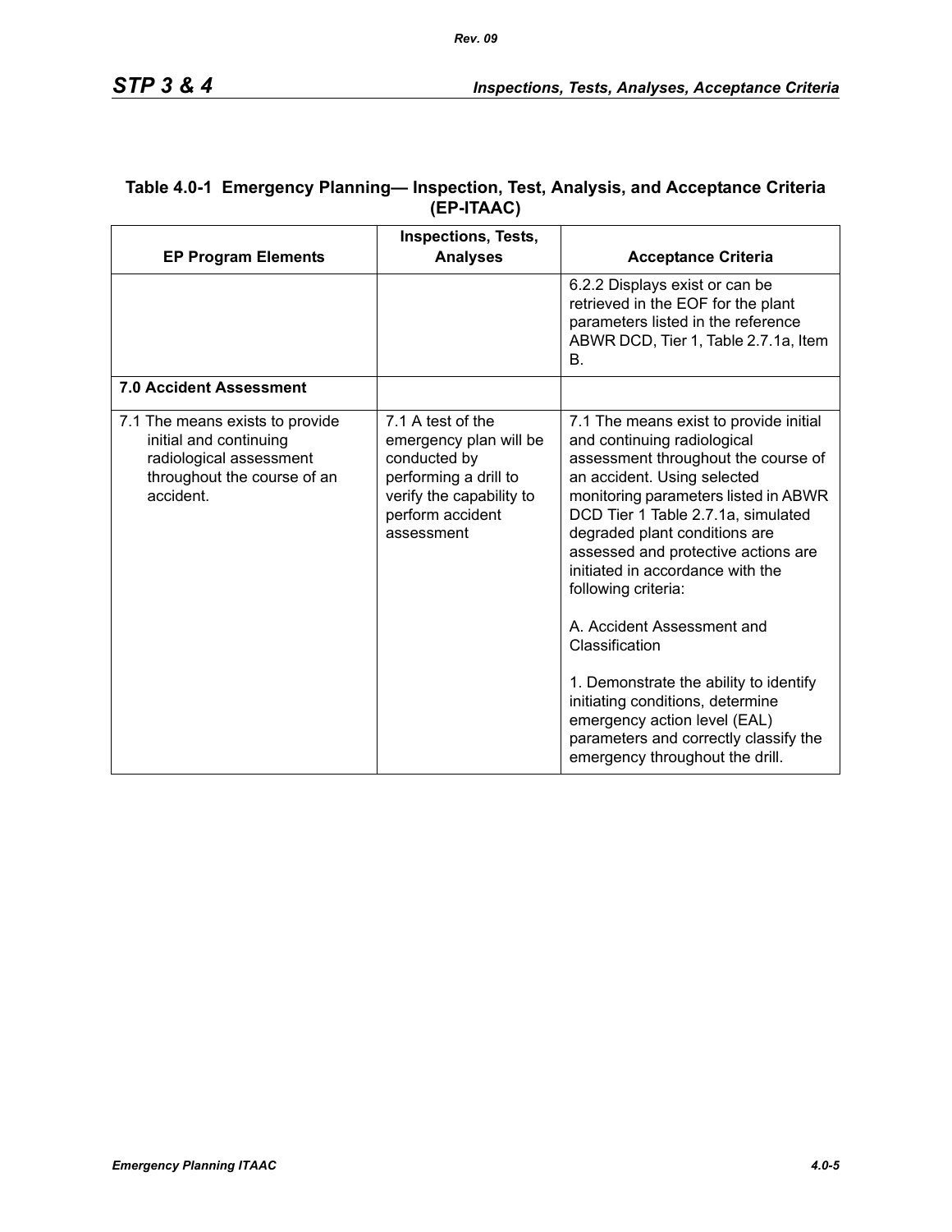**Table 4.0-1 Emergency Planning— Inspection, Test, Analysis, and Acceptance Criteria (EP-ITAAC)**

| EP Program Elements | Inspections, Tests, Analyses | Acceptance Criteria |
|---|---|---|
| | | 6.2.2 Displays exist or can be retrieved in the EOF for the plant parameters listed in the reference ABWR DCD, Tier 1, Table 2.7.1a, Item B. |
| **7.0 Accident Assessment** | | |
| 7.1 The means exists to provide initial and continuing radiological assessment throughout the course of an accident. | 7.1 A test of the emergency plan will be conducted by performing a drill to verify the capability to perform accident assessment | 7.1 The means exist to provide initial and continuing radiological assessment throughout the course of an accident. Using selected monitoring parameters listed in ABWR DCD Tier 1 Table 2.7.1a, simulated degraded plant conditions are assessed and protective actions are initiated in accordance with the following criteria:<br><br>A. Accident Assessment and Classification<br><br>1. Demonstrate the ability to identify initiating conditions, determine emergency action level (EAL) parameters and correctly classify the emergency throughout the drill. |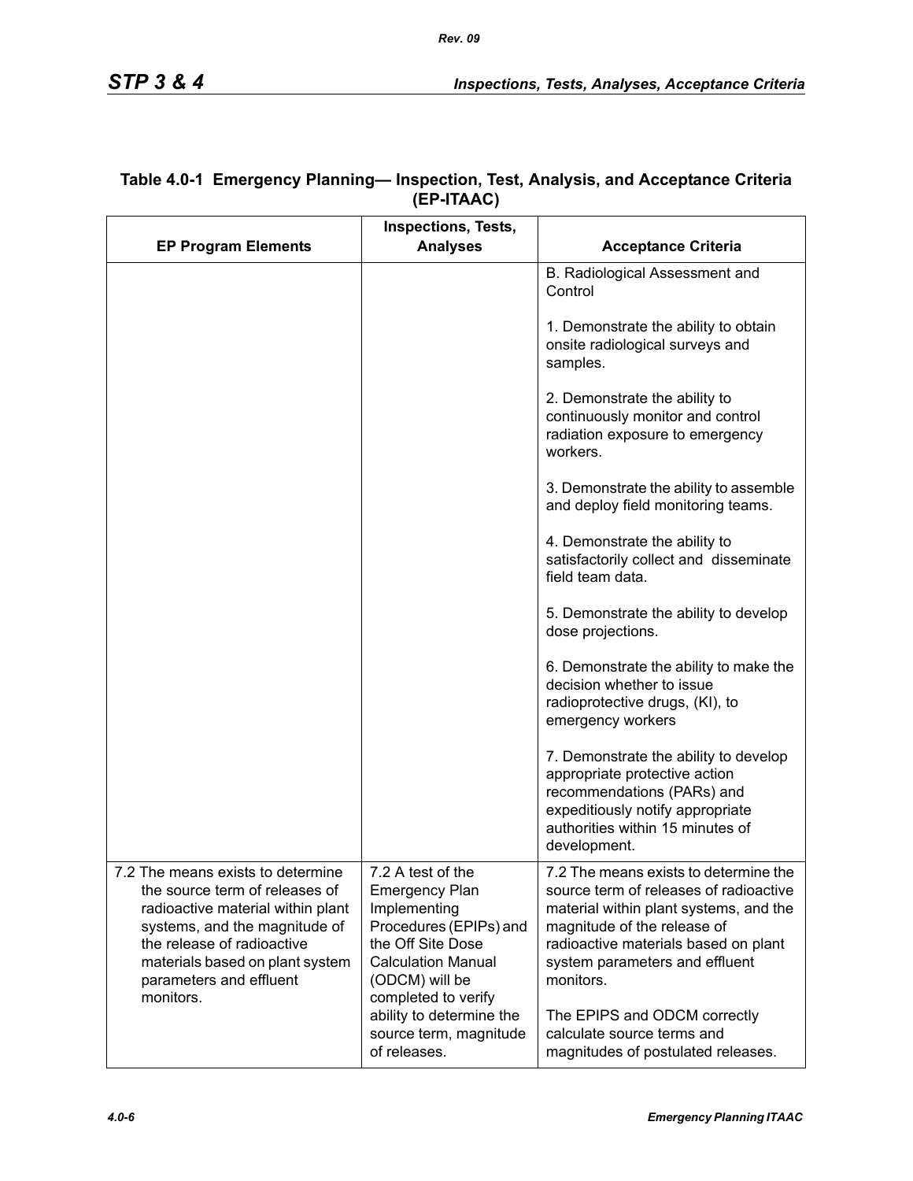**Table 4.0-1 Emergency Planning— Inspection, Test, Analysis, and Acceptance Criteria (EP-ITAAC)**

| EP Program Elements | Inspections, Tests, Analyses | Acceptance Criteria |
|---|---|---|
| | | B. Radiological Assessment and Control<br><br>1. Demonstrate the ability to obtain onsite radiological surveys and samples.<br><br>2. Demonstrate the ability to continuously monitor and control radiation exposure to emergency workers.<br><br>3. Demonstrate the ability to assemble and deploy field monitoring teams.<br><br>4. Demonstrate the ability to satisfactorily collect and disseminate field team data.<br><br>5. Demonstrate the ability to develop dose projections.<br><br>6. Demonstrate the ability to make the decision whether to issue radioprotective drugs, (KI), to emergency workers<br><br>7. Demonstrate the ability to develop appropriate protective action recommendations (PARs) and expeditiously notify appropriate authorities within 15 minutes of development. |
| 7.2 The means exists to determine the source term of releases of radioactive material within plant systems, and the magnitude of the release of radioactive materials based on plant system parameters and effluent monitors. | 7.2 A test of the Emergency Plan Implementing Procedures (EPIPs) and the Off Site Dose Calculation Manual (ODCM) will be completed to verify ability to determine the source term, magnitude of releases. | 7.2 The means exists to determine the source term of releases of radioactive material within plant systems, and the magnitude of the release of radioactive materials based on plant system parameters and effluent monitors.<br><br>The EPIPS and ODCM correctly calculate source terms and magnitudes of postulated releases. |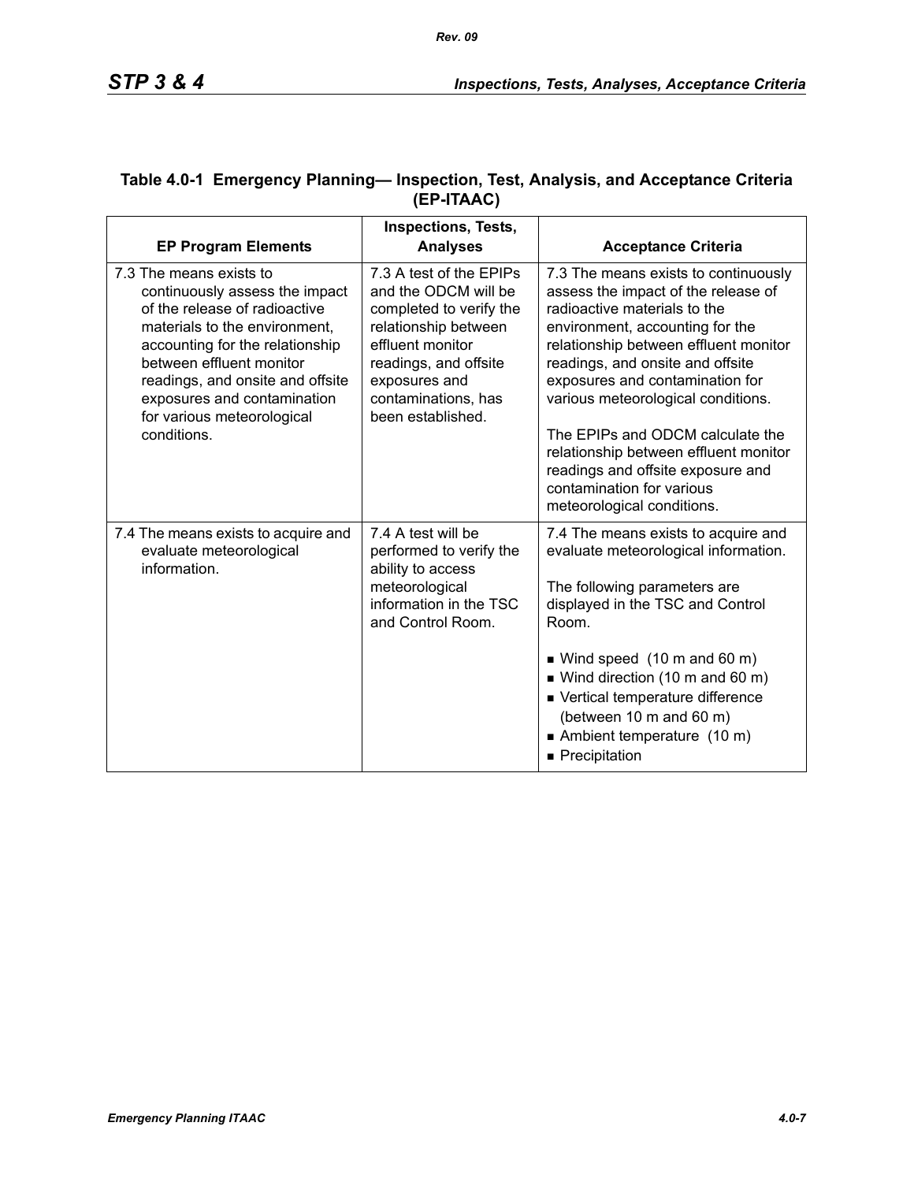**Table 4.0-1 Emergency Planning— Inspection, Test, Analysis, and Acceptance Criteria (EP-ITAAC)**

| EP Program Elements | Inspections, Tests, Analyses | Acceptance Criteria |
|---|---|---|
| 7.3 The means exists to continuously assess the impact of the release of radioactive materials to the environment, accounting for the relationship between effluent monitor readings, and onsite and offsite exposures and contamination for various meteorological conditions. | 7.3 A test of the EPIPs and the ODCM will be completed to verify the relationship between effluent monitor readings, and offsite exposures and contaminations, has been established. | 7.3 The means exists to continuously assess the impact of the release of radioactive materials to the environment, accounting for the relationship between effluent monitor readings, and onsite and offsite exposures and contamination for various meteorological conditions.<br><br>The EPIPs and ODCM calculate the relationship between effluent monitor readings and offsite exposure and contamination for various meteorological conditions. |
| 7.4 The means exists to acquire and evaluate meteorological information. | 7.4 A test will be performed to verify the ability to access meteorological information in the TSC and Control Room. | 7.4 The means exists to acquire and evaluate meteorological information.<br><br>The following parameters are displayed in the TSC and Control Room.<br><br>■ Wind speed (10 m and 60 m)<br>■ Wind direction (10 m and 60 m)<br>■ Vertical temperature difference (between 10 m and 60 m)<br>■ Ambient temperature (10 m)<br>■ Precipitation |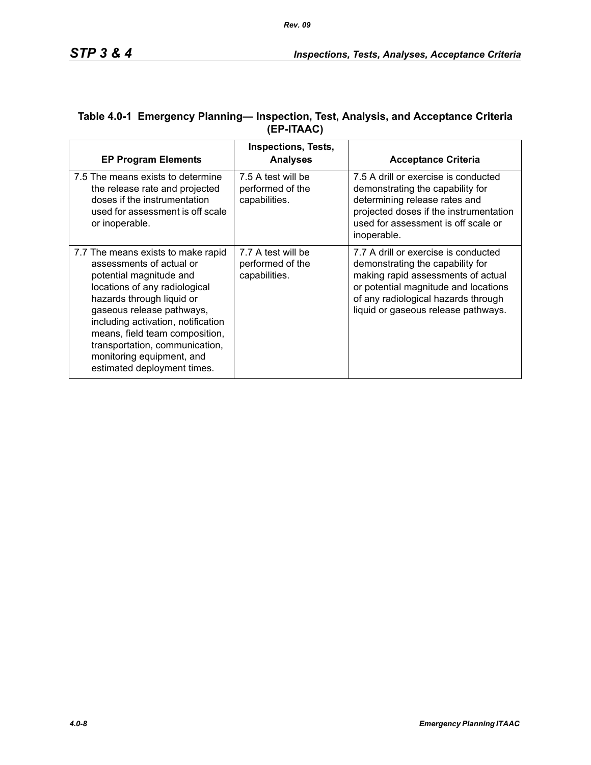**Table 4.0-1 Emergency Planning— Inspection, Test, Analysis, and Acceptance Criteria (EP-ITAAC)**

| EP Program Elements | Inspections, Tests, Analyses | Acceptance Criteria |
|---|---|---|
| 7.5 The means exists to determine the release rate and projected doses if the instrumentation used for assessment is off scale or inoperable. | 7.5 A test will be performed of the capabilities. | 7.5 A drill or exercise is conducted demonstrating the capability for determining release rates and projected doses if the instrumentation used for assessment is off scale or inoperable. |
| 7.7 The means exists to make rapid assessments of actual or potential magnitude and locations of any radiological hazards through liquid or gaseous release pathways, including activation, notification means, field team composition, transportation, communication, monitoring equipment, and estimated deployment times. | 7.7 A test will be performed of the capabilities. | 7.7 A drill or exercise is conducted demonstrating the capability for making rapid assessments of actual or potential magnitude and locations of any radiological hazards through liquid or gaseous release pathways. |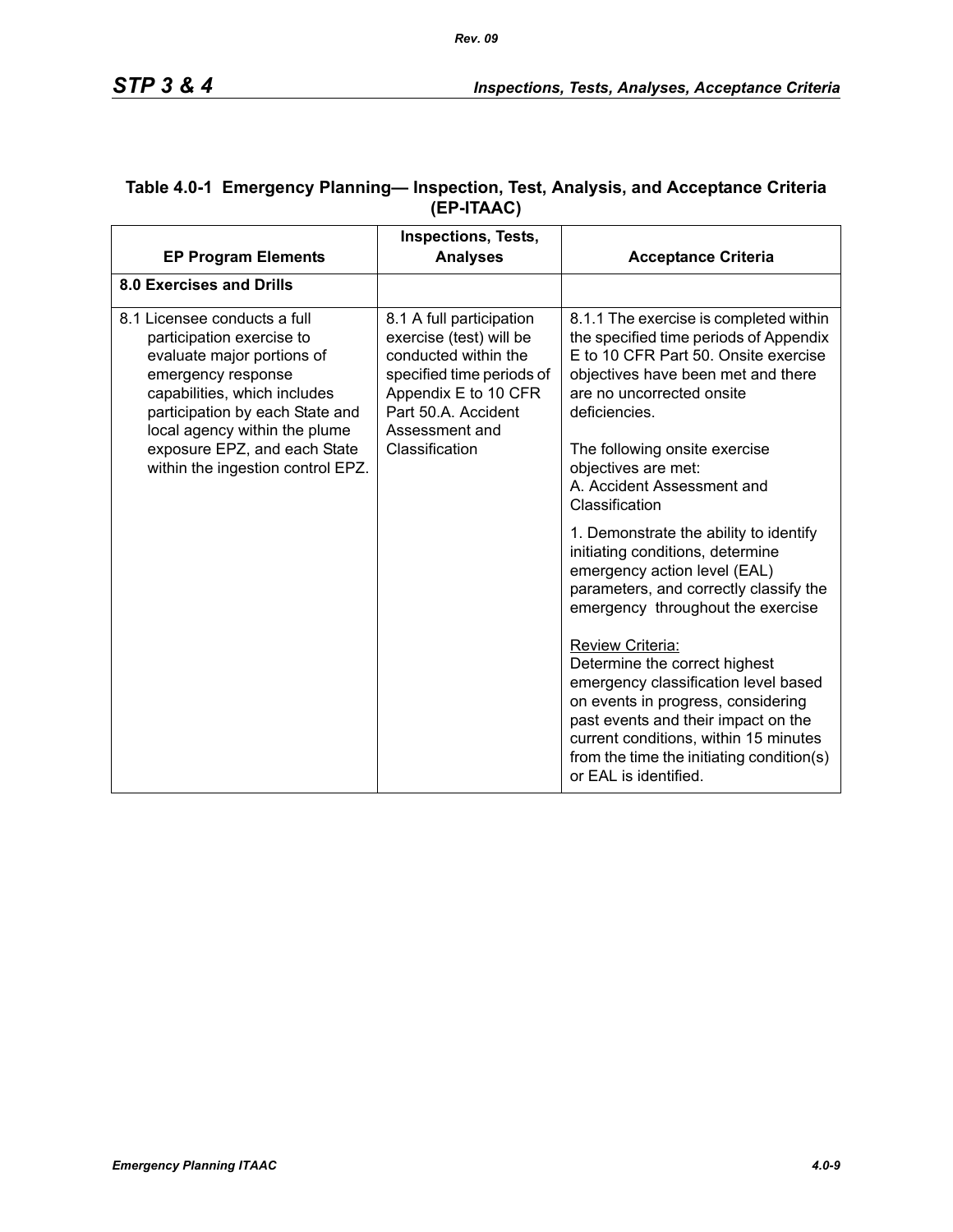## Table 4.0-1 Emergency Planning— Inspection, Test, Analysis, and Acceptance Criteria (EP-ITAAC)

| EP Program Elements | Inspections, Tests, Analyses | Acceptance Criteria |
|---|---|---|
| **8.0 Exercises and Drills** | | |
| 8.1 Licensee conducts a full participation exercise to evaluate major portions of emergency response capabilities, which includes participation by each State and local agency within the plume exposure EPZ, and each State within the ingestion control EPZ. | 8.1 A full participation exercise (test) will be conducted within the specified time periods of Appendix E to 10 CFR Part 50.A. Accident Assessment and Classification | 8.1.1 The exercise is completed within the specified time periods of Appendix E to 10 CFR Part 50. Onsite exercise objectives have been met and there are no uncorrected onsite deficiencies.<br><br>The following onsite exercise objectives are met:<br>A. Accident Assessment and Classification<br><br>1. Demonstrate the ability to identify initiating conditions, determine emergency action level (EAL) parameters, and correctly classify the emergency throughout the exercise<br><br>Review Criteria:<br>Determine the correct highest emergency classification level based on events in progress, considering past events and their impact on the current conditions, within 15 minutes from the time the initiating condition(s) or EAL is identified. |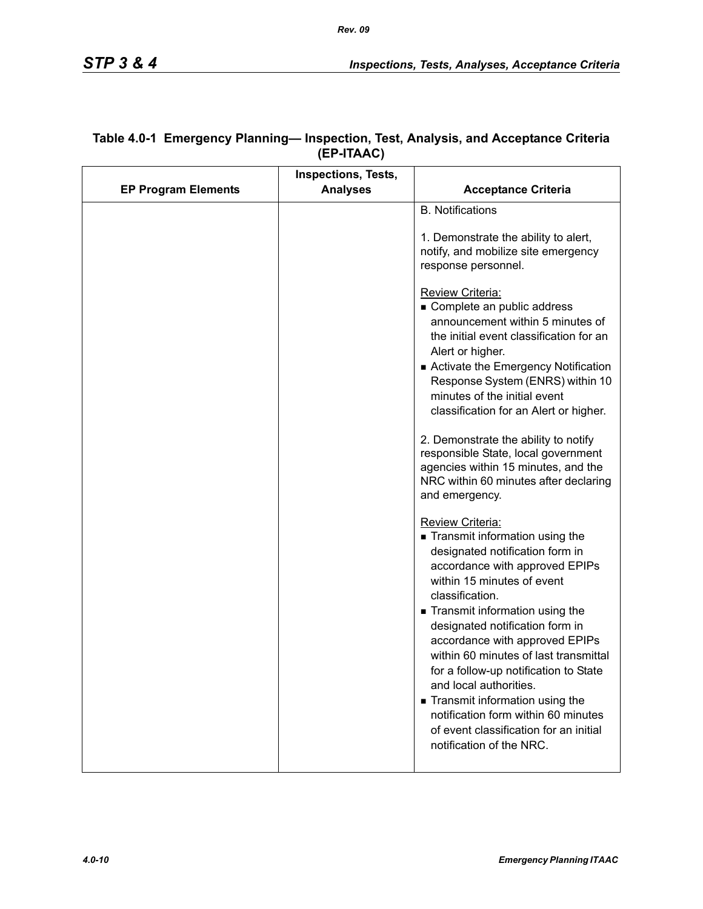Table 4.0-1 Emergency Planning— Inspection, Test, Analysis, and Acceptance Criteria (EP-ITAAC)

| EP Program Elements | Inspections, Tests, Analyses | Acceptance Criteria |
|---|---|---|
| | | B. Notifications<br><br>1. Demonstrate the ability to alert, notify, and mobilize site emergency response personnel.<br><br>Review Criteria:<br>■ Complete an public address announcement within 5 minutes of the initial event classification for an Alert or higher.<br>■ Activate the Emergency Notification Response System (ENRS) within 10 minutes of the initial event classification for an Alert or higher.<br><br>2. Demonstrate the ability to notify responsible State, local government agencies within 15 minutes, and the NRC within 60 minutes after declaring and emergency.<br><br>Review Criteria:<br>■ Transmit information using the designated notification form in accordance with approved EPIPs within 15 minutes of event classification.<br>■ Transmit information using the designated notification form in accordance with approved EPIPs within 60 minutes of last transmittal for a follow-up notification to State and local authorities.<br>■ Transmit information using the notification form within 60 minutes of event classification for an initial notification of the NRC. |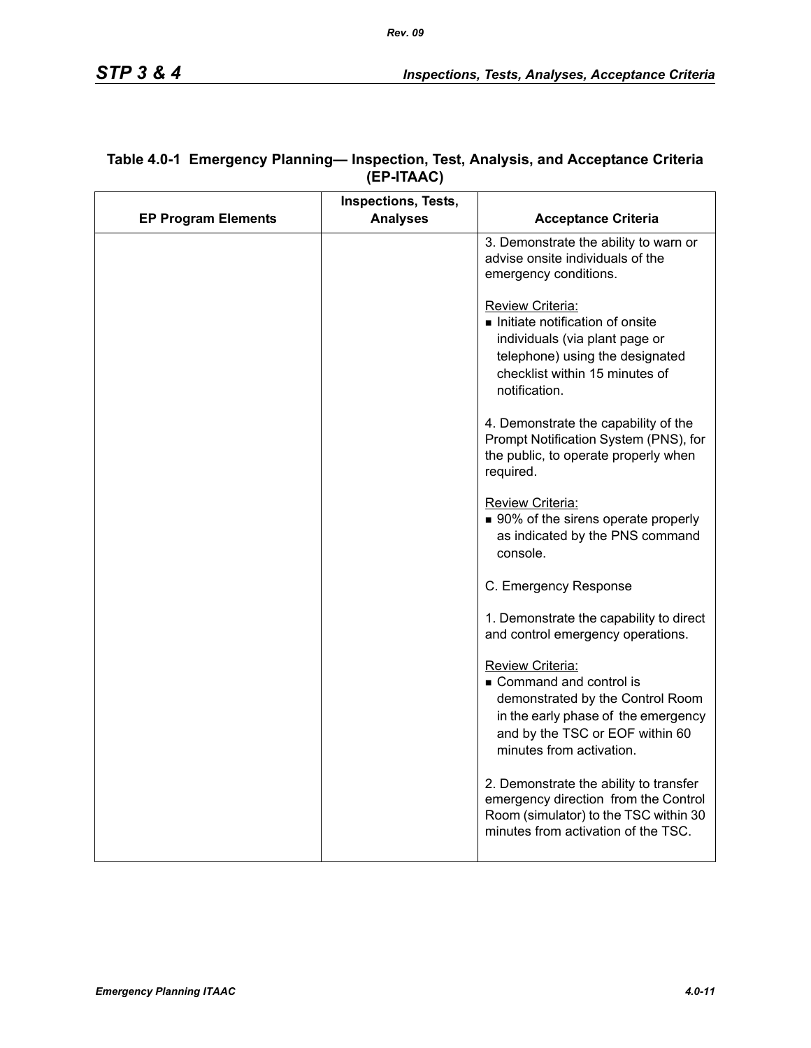**Table 4.0-1 Emergency Planning— Inspection, Test, Analysis, and Acceptance Criteria (EP-ITAAC)**

| EP Program Elements | Inspections, Tests, Analyses | Acceptance Criteria |
|---|---|---|
| | | 3. Demonstrate the ability to warn or advise onsite individuals of the emergency conditions.<br><br>Review Criteria:<br>■ Initiate notification of onsite individuals (via plant page or telephone) using the designated checklist within 15 minutes of notification.<br><br>4. Demonstrate the capability of the Prompt Notification System (PNS), for the public, to operate properly when required.<br><br>Review Criteria:<br>■ 90% of the sirens operate properly as indicated by the PNS command console.<br><br>C. Emergency Response<br><br>1. Demonstrate the capability to direct and control emergency operations.<br><br>Review Criteria:<br>■ Command and control is demonstrated by the Control Room in the early phase of the emergency and by the TSC or EOF within 60 minutes from activation.<br><br>2. Demonstrate the ability to transfer emergency direction from the Control Room (simulator) to the TSC within 30 minutes from activation of the TSC. |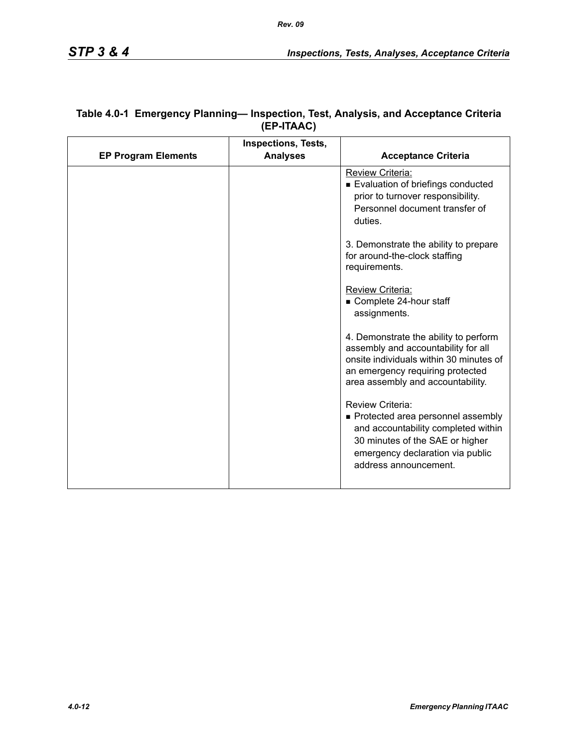**Table 4.0-1 Emergency Planning— Inspection, Test, Analysis, and Acceptance Criteria (EP-ITAAC)**

| EP Program Elements | Inspections, Tests, Analyses | Acceptance Criteria |
|---|---|---|
| | | Review Criteria:<br>■ Evaluation of briefings conducted prior to turnover responsibility. Personnel document transfer of duties.<br><br>3. Demonstrate the ability to prepare for around-the-clock staffing requirements.<br><br>Review Criteria:<br>■ Complete 24-hour staff assignments.<br><br>4. Demonstrate the ability to perform assembly and accountability for all onsite individuals within 30 minutes of an emergency requiring protected area assembly and accountability.<br><br>Review Criteria:<br>■ Protected area personnel assembly and accountability completed within 30 minutes of the SAE or higher emergency declaration via public address announcement. |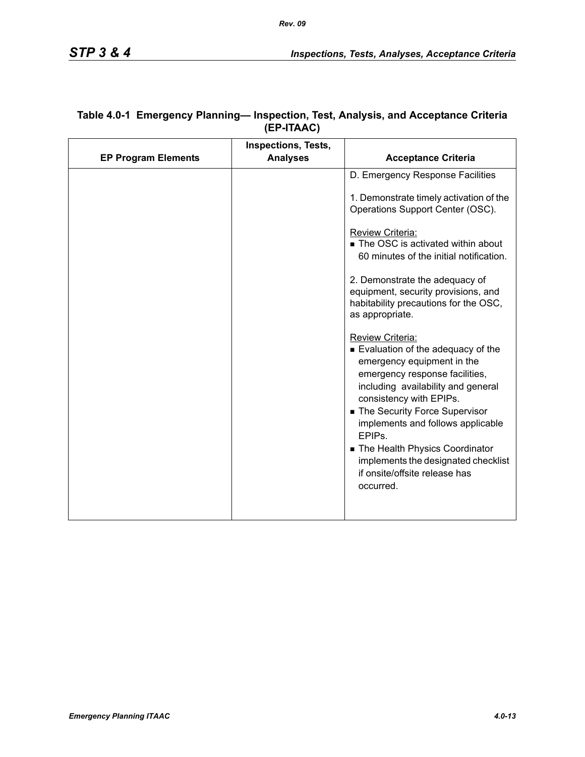**Table 4.0-1 Emergency Planning— Inspection, Test, Analysis, and Acceptance Criteria (EP-ITAAC)**

| EP Program Elements | Inspections, Tests, Analyses | Acceptance Criteria |
|---|---|---|
| | | D. Emergency Response Facilities<br><br>1. Demonstrate timely activation of the Operations Support Center (OSC).<br><br><u>Review Criteria:</u><br>■ The OSC is activated within about 60 minutes of the initial notification.<br><br>2. Demonstrate the adequacy of equipment, security provisions, and habitability precautions for the OSC, as appropriate.<br><br><u>Review Criteria:</u><br>■ Evaluation of the adequacy of the emergency equipment in the emergency response facilities, including availability and general consistency with EPIPs.<br>■ The Security Force Supervisor implements and follows applicable EPIPs.<br>■ The Health Physics Coordinator implements the designated checklist if onsite/offsite release has occurred. |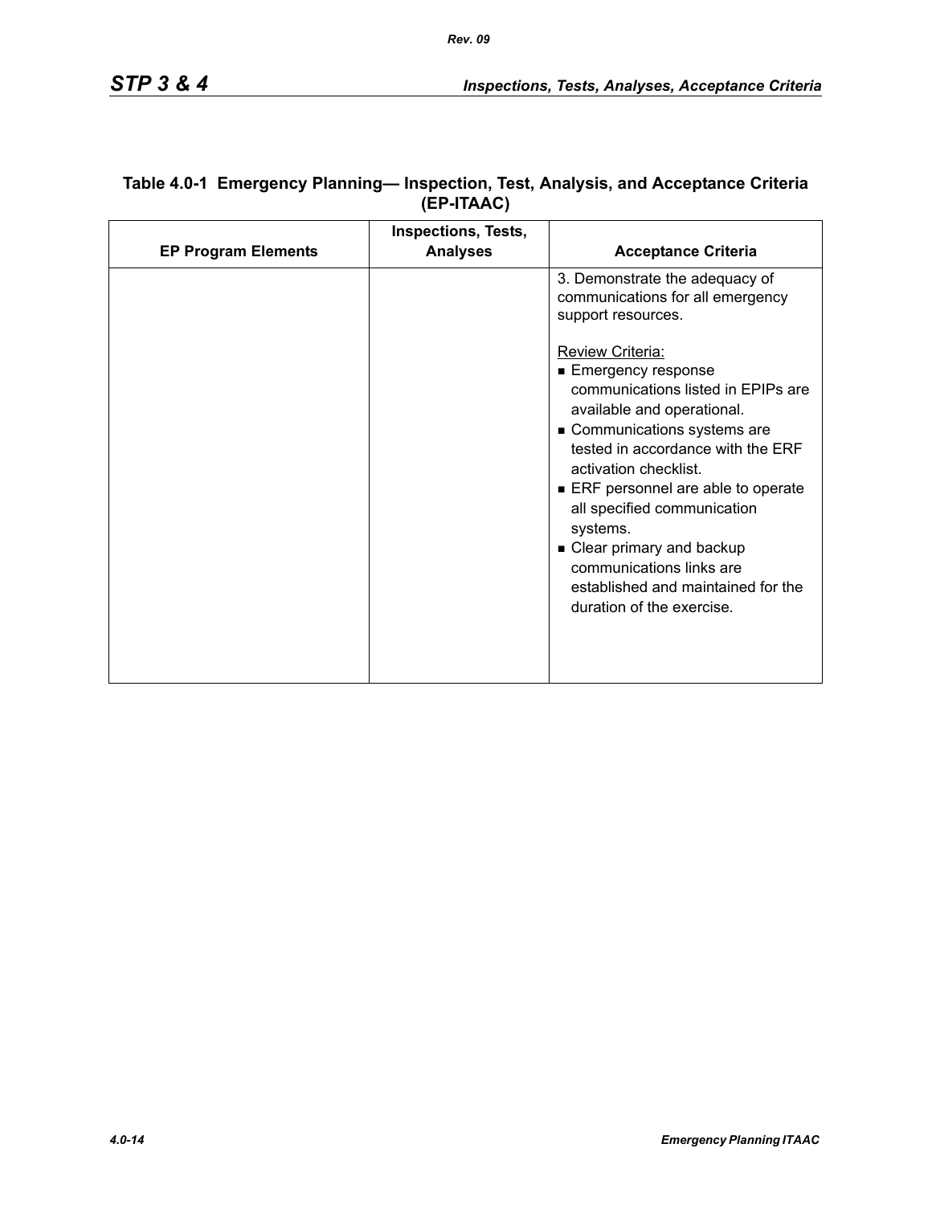**Table 4.0-1 Emergency Planning— Inspection, Test, Analysis, and Acceptance Criteria (EP-ITAAC)**

| EP Program Elements | Inspections, Tests, Analyses | Acceptance Criteria |
|---|---|---|
| | | 3. Demonstrate the adequacy of communications for all emergency support resources.<br><br><u>Review Criteria:</u><br>■ Emergency response communications listed in EPIPs are available and operational.<br>■ Communications systems are tested in accordance with the ERF activation checklist.<br>■ ERF personnel are able to operate all specified communication systems.<br>■ Clear primary and backup communications links are established and maintained for the duration of the exercise. |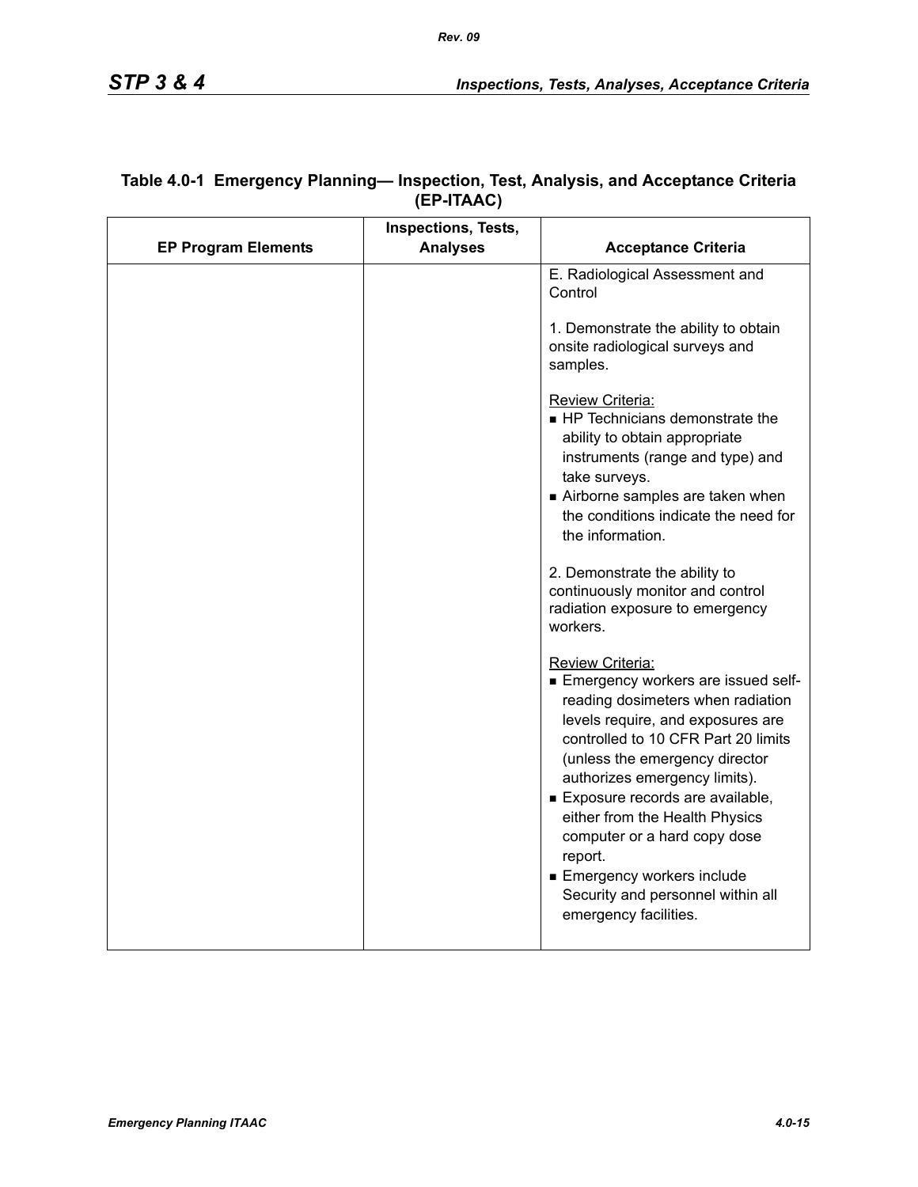**Table 4.0-1 Emergency Planning— Inspection, Test, Analysis, and Acceptance Criteria (EP-ITAAC)**

| EP Program Elements | Inspections, Tests, Analyses | Acceptance Criteria |
|---|---|---|
| | | E. Radiological Assessment and Control<br><br>1. Demonstrate the ability to obtain onsite radiological surveys and samples.<br><br>Review Criteria:<br>■ HP Technicians demonstrate the ability to obtain appropriate instruments (range and type) and take surveys.<br>■ Airborne samples are taken when the conditions indicate the need for the information.<br><br>2. Demonstrate the ability to continuously monitor and control radiation exposure to emergency workers.<br><br>Review Criteria:<br>■ Emergency workers are issued self-reading dosimeters when radiation levels require, and exposures are controlled to 10 CFR Part 20 limits (unless the emergency director authorizes emergency limits).<br>■ Exposure records are available, either from the Health Physics computer or a hard copy dose report.<br>■ Emergency workers include Security and personnel within all emergency facilities. |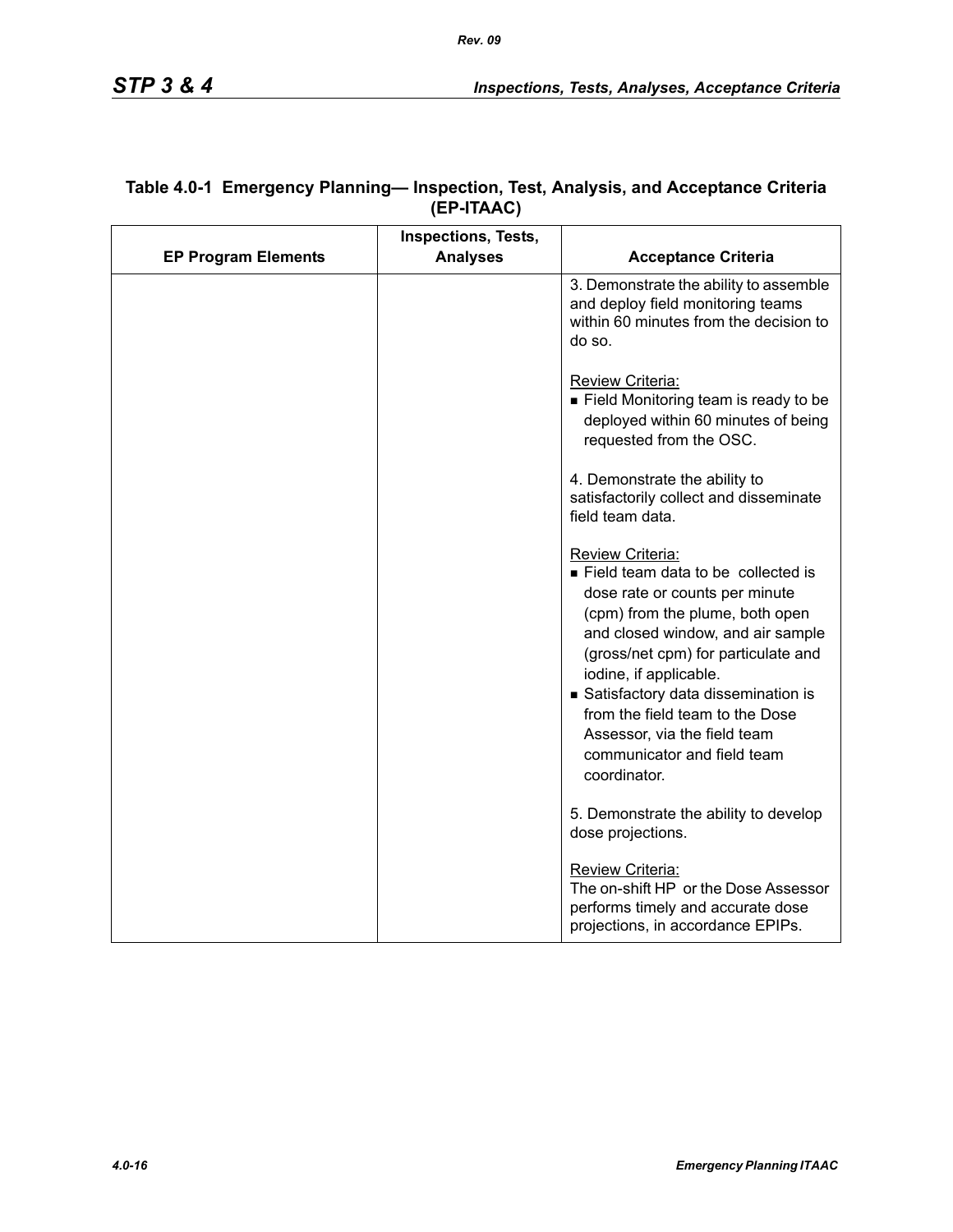**Table 4.0-1 Emergency Planning— Inspection, Test, Analysis, and Acceptance Criteria (EP-ITAAC)**

| EP Program Elements | Inspections, Tests, Analyses | Acceptance Criteria |
|---|---|---|
| | | 3. Demonstrate the ability to assemble and deploy field monitoring teams within 60 minutes from the decision to do so.<br><br>Review Criteria:<br>■ Field Monitoring team is ready to be deployed within 60 minutes of being requested from the OSC.<br><br>4. Demonstrate the ability to satisfactorily collect and disseminate field team data.<br><br>Review Criteria:<br>■ Field team data to be collected is dose rate or counts per minute (cpm) from the plume, both open and closed window, and air sample (gross/net cpm) for particulate and iodine, if applicable.<br>■ Satisfactory data dissemination is from the field team to the Dose Assessor, via the field team communicator and field team coordinator.<br><br>5. Demonstrate the ability to develop dose projections.<br><br>Review Criteria:<br>The on-shift HP or the Dose Assessor performs timely and accurate dose projections, in accordance EPIPs. |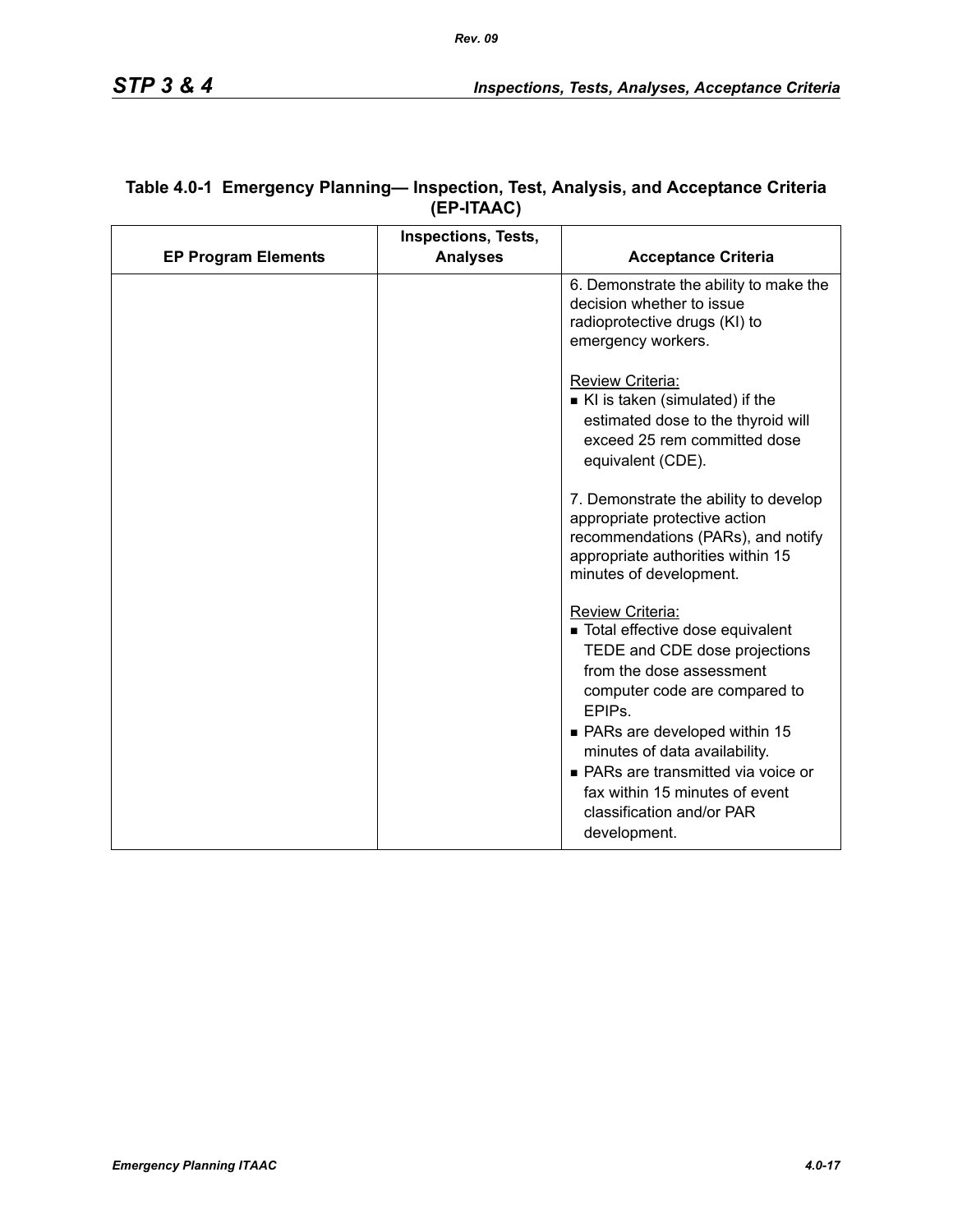**Table 4.0-1 Emergency Planning— Inspection, Test, Analysis, and Acceptance Criteria (EP-ITAAC)**

| EP Program Elements | Inspections, Tests, Analyses | Acceptance Criteria |
|---|---|---|
| | | 6. Demonstrate the ability to make the decision whether to issue radioprotective drugs (KI) to emergency workers.<br><br><u>Review Criteria:</u><br>■ KI is taken (simulated) if the estimated dose to the thyroid will exceed 25 rem committed dose equivalent (CDE).<br><br>7. Demonstrate the ability to develop appropriate protective action recommendations (PARs), and notify appropriate authorities within 15 minutes of development.<br><br><u>Review Criteria:</u><br>■ Total effective dose equivalent TEDE and CDE dose projections from the dose assessment computer code are compared to EPIPs.<br>■ PARs are developed within 15 minutes of data availability.<br>■ PARs are transmitted via voice or fax within 15 minutes of event classification and/or PAR development. |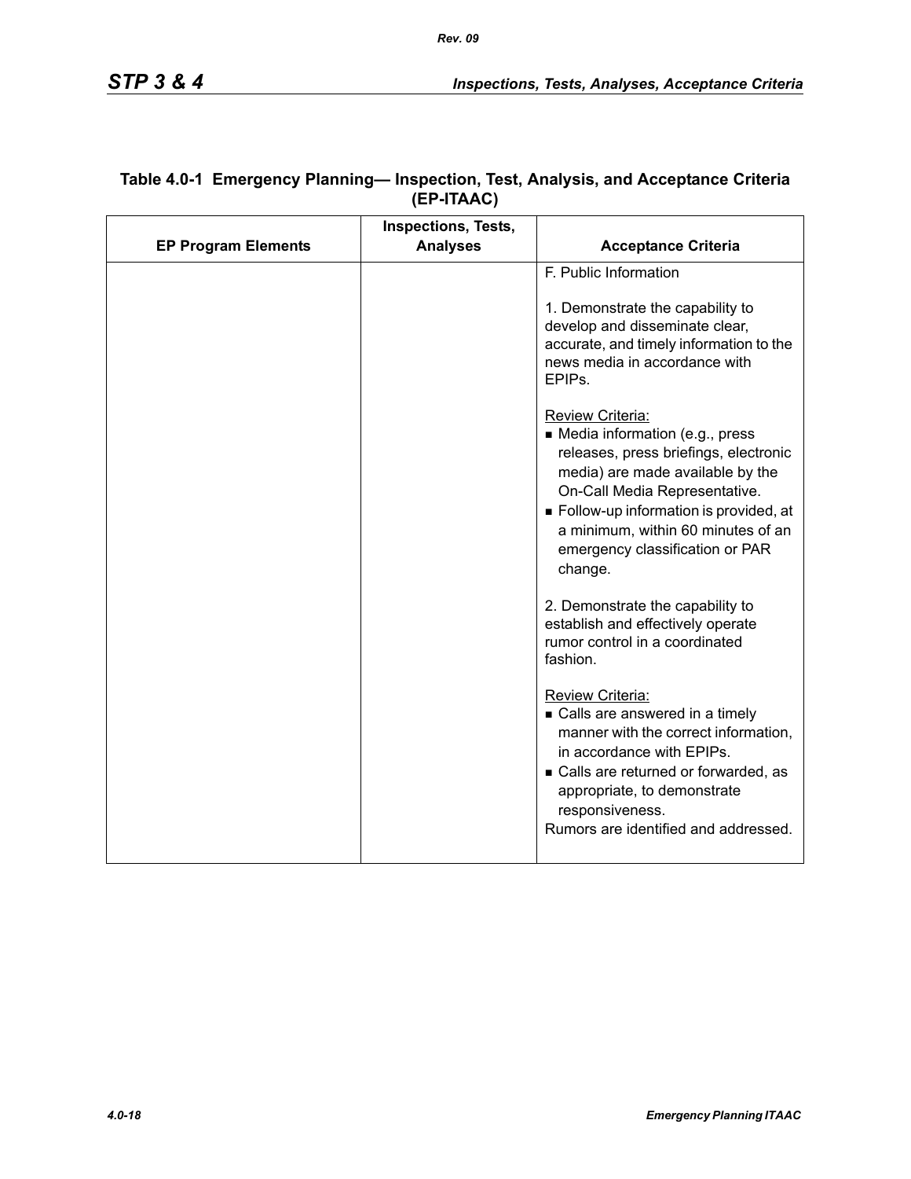**Table 4.0-1 Emergency Planning— Inspection, Test, Analysis, and Acceptance Criteria (EP-ITAAC)**

| EP Program Elements | Inspections, Tests, Analyses | Acceptance Criteria |
|---|---|---|
| | | F. Public Information<br><br>1. Demonstrate the capability to develop and disseminate clear, accurate, and timely information to the news media in accordance with EPIPs.<br><br>Review Criteria:<br>■ Media information (e.g., press releases, press briefings, electronic media) are made available by the On-Call Media Representative.<br>■ Follow-up information is provided, at a minimum, within 60 minutes of an emergency classification or PAR change.<br><br>2. Demonstrate the capability to establish and effectively operate rumor control in a coordinated fashion.<br><br>Review Criteria:<br>■ Calls are answered in a timely manner with the correct information, in accordance with EPIPs.<br>■ Calls are returned or forwarded, as appropriate, to demonstrate responsiveness.<br>Rumors are identified and addressed. |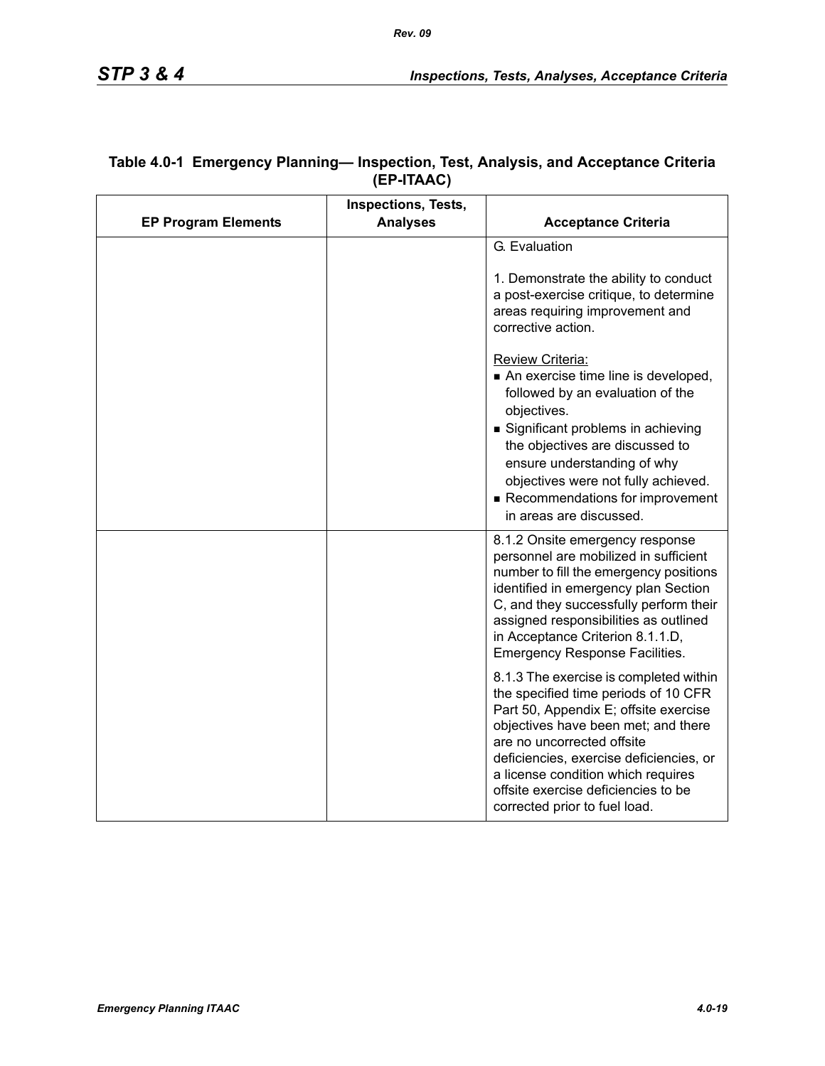**Table 4.0-1 Emergency Planning— Inspection, Test, Analysis, and Acceptance Criteria (EP-ITAAC)**

| EP Program Elements | Inspections, Tests, Analyses | Acceptance Criteria |
|---|---|---|
| | | G. Evaluation<br><br>1. Demonstrate the ability to conduct a post-exercise critique, to determine areas requiring improvement and corrective action.<br><br>Review Criteria:<br>■ An exercise time line is developed, followed by an evaluation of the objectives.<br>■ Significant problems in achieving the objectives are discussed to ensure understanding of why objectives were not fully achieved.<br>■ Recommendations for improvement in areas are discussed. |
| | | 8.1.2 Onsite emergency response personnel are mobilized in sufficient number to fill the emergency positions identified in emergency plan Section C, and they successfully perform their assigned responsibilities as outlined in Acceptance Criterion 8.1.1.D, Emergency Response Facilities.<br><br>8.1.3 The exercise is completed within the specified time periods of 10 CFR Part 50, Appendix E; offsite exercise objectives have been met; and there are no uncorrected offsite deficiencies, exercise deficiencies, or a license condition which requires offsite exercise deficiencies to be corrected prior to fuel load. |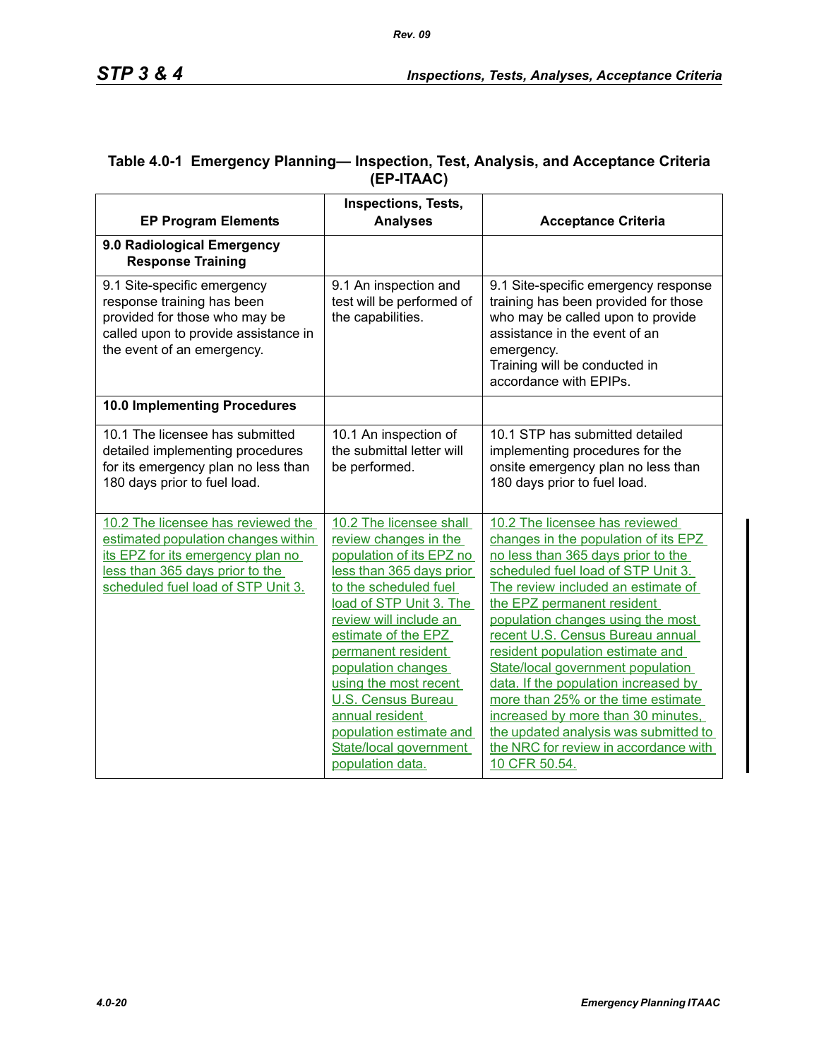**Table 4.0-1 Emergency Planning— Inspection, Test, Analysis, and Acceptance Criteria (EP-ITAAC)**

| EP Program Elements | Inspections, Tests, Analyses | Acceptance Criteria |
|---|---|---|
| **9.0 Radiological Emergency Response Training** | | |
| 9.1 Site-specific emergency response training has been provided for those who may be called upon to provide assistance in the event of an emergency. | 9.1 An inspection and test will be performed of the capabilities. | 9.1 Site-specific emergency response training has been provided for those who may be called upon to provide assistance in the event of an emergency. Training will be conducted in accordance with EPIPs. |
| **10.0 Implementing Procedures** | | |
| 10.1 The licensee has submitted detailed implementing procedures for its emergency plan no less than 180 days prior to fuel load. | 10.1 An inspection of the submittal letter will be performed. | 10.1 STP has submitted detailed implementing procedures for the onsite emergency plan no less than 180 days prior to fuel load. |
| 10.2 The licensee has reviewed the estimated population changes within its EPZ for its emergency plan no less than 365 days prior to the scheduled fuel load of STP Unit 3. | 10.2 The licensee shall review changes in the population of its EPZ no less than 365 days prior to the scheduled fuel load of STP Unit 3. The review will include an estimate of the EPZ permanent resident population changes using the most recent U.S. Census Bureau annual resident population estimate and State/local government population data. | 10.2 The licensee has reviewed changes in the population of its EPZ no less than 365 days prior to the scheduled fuel load of STP Unit 3. The review included an estimate of the EPZ permanent resident population changes using the most recent U.S. Census Bureau annual resident population estimate and State/local government population data. If the population increased by more than 25% or the time estimate increased by more than 30 minutes, the updated analysis was submitted to the NRC for review in accordance with 10 CFR 50.54. |